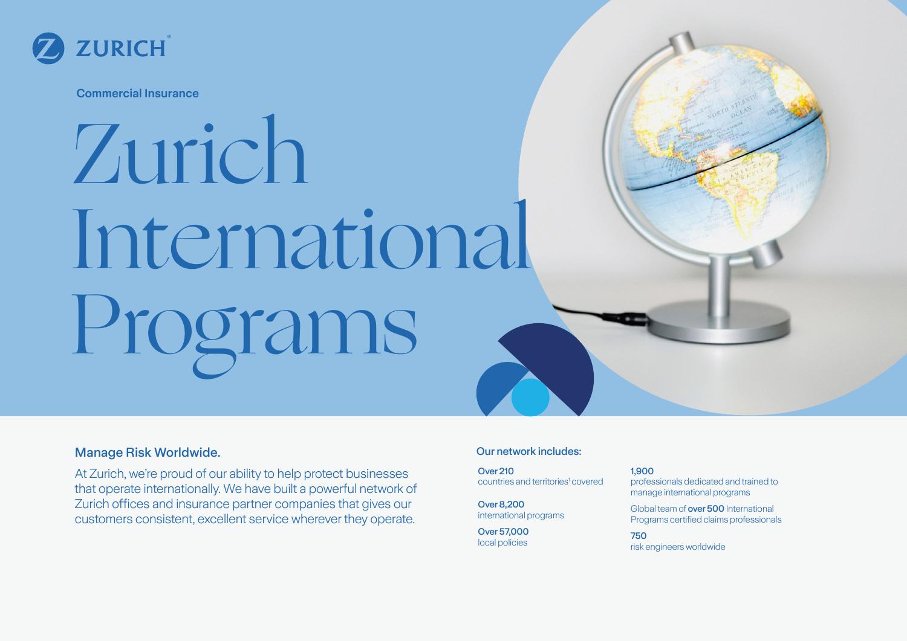ZURICH

Commercial Insurance

# Zurich International Programs

## Manage Risk Worldwide.

At Zurich, we're proud of our ability to help protect businesses that operate internationally. We have built a powerful network of Zurich offices and insurance partner companies that gives our customers consistent, excellent service wherever they operate.

### Our network includes:

**Over 210**
countries and territories[1] covered

**Over 8,200**
international programs

**Over 57,000**
local policies

**1,900**
professionals dedicated and trained to manage international programs

Global team of **over 500** International Programs certified claims professionals

**750**
risk engineers worldwide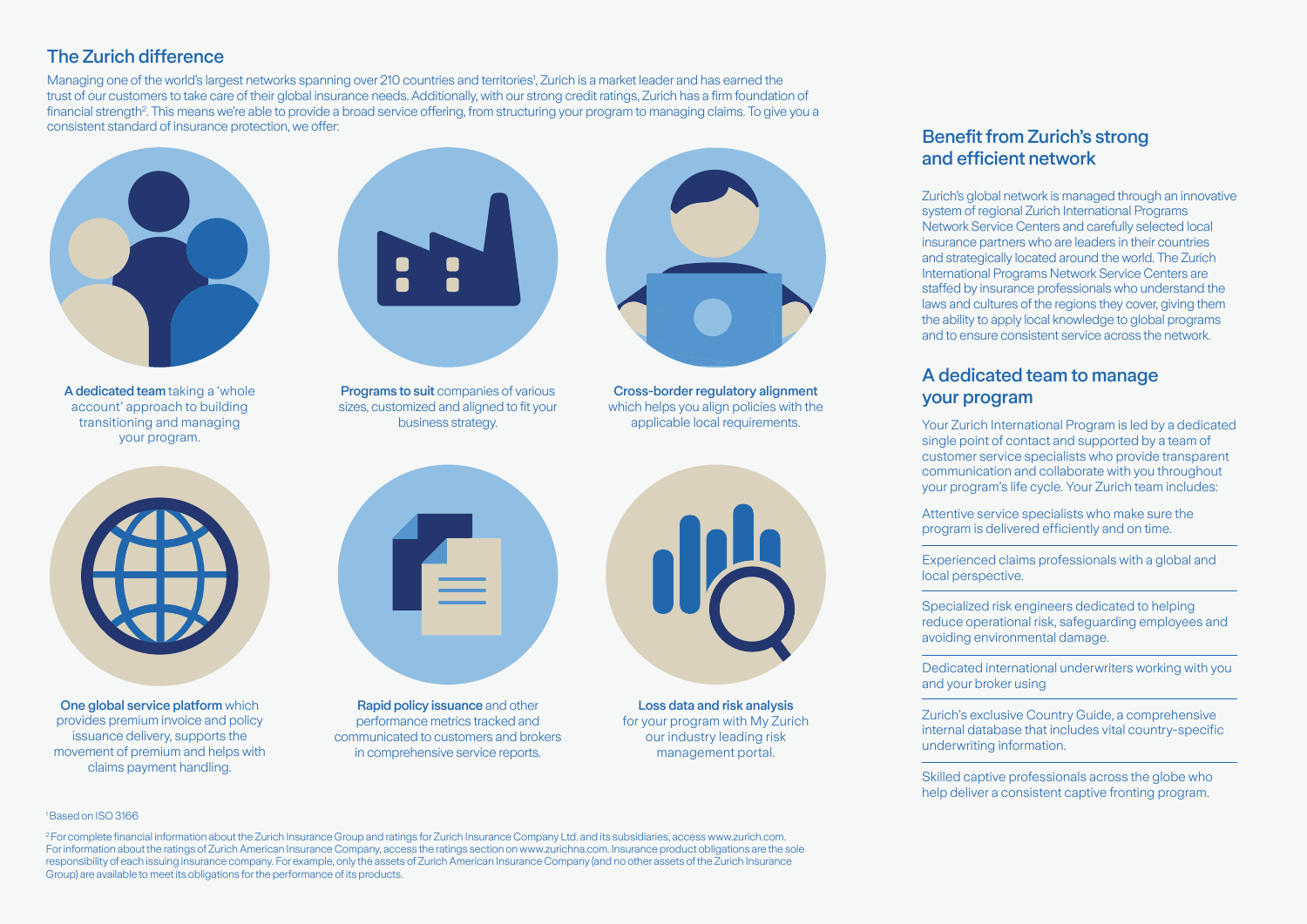## The Zurich difference

Managing one of the world's largest networks spanning over 210 countries and territories[1], Zurich is a market leader and has earned the trust of our customers to take care of their global insurance needs. Additionally, with our strong credit ratings, Zurich has a firm foundation of financial strength[2]. This means we're able to provide a broad service offering, from structuring your program to managing claims. To give you a consistent standard of insurance protection, we offer:

**A dedicated team** taking a 'whole account' approach to building transitioning and managing your program.

**Programs to suit** companies of various sizes, customized and aligned to fit your business strategy.

**Cross-border regulatory alignment** which helps you align policies with the applicable local requirements.

**One global service platform** which provides premium invoice and policy issuance delivery, supports the movement of premium and helps with claims payment handling.

**Rapid policy issuance** and other performance metrics tracked and communicated to customers and brokers in comprehensive service reports.

**Loss data and risk analysis** for your program with My Zurich our industry leading risk management portal.

## Benefit from Zurich's strong and efficient network

Zurich's global network is managed through an innovative system of regional Zurich International Programs Network Service Centers and carefully selected local insurance partners who are leaders in their countries and strategically located around the world. The Zurich International Programs Network Service Centers are staffed by insurance professionals who understand the laws and cultures of the regions they cover, giving them the ability to apply local knowledge to global programs and to ensure consistent service across the network.

## A dedicated team to manage your program

Your Zurich International Program is led by a dedicated single point of contact and supported by a team of customer service specialists who provide transparent communication and collaborate with you throughout your program's life cycle. Your Zurich team includes:

- Attentive service specialists who make sure the program is delivered efficiently and on time.
- Experienced claims professionals with a global and local perspective.
- Specialized risk engineers dedicated to helping reduce operational risk, safeguarding employees and avoiding environmental damage.
- Dedicated international underwriters working with you and your broker using
- Zurich's exclusive Country Guide, a comprehensive internal database that includes vital country-specific underwriting information.
- Skilled captive professionals across the globe who help deliver a consistent captive fronting program.

[1] Based on ISO 3166

[2] For complete financial information about the Zurich Insurance Group and ratings for Zurich Insurance Company Ltd. and its subsidiaries, access www.zurich.com. For information about the ratings of Zurich American Insurance Company, access the ratings section on www.zurichna.com. Insurance product obligations are the sole responsibility of each issuing insurance company. For example, only the assets of Zurich American Insurance Company (and no other assets of the Zurich Insurance Group) are available to meet its obligations for the performance of its products.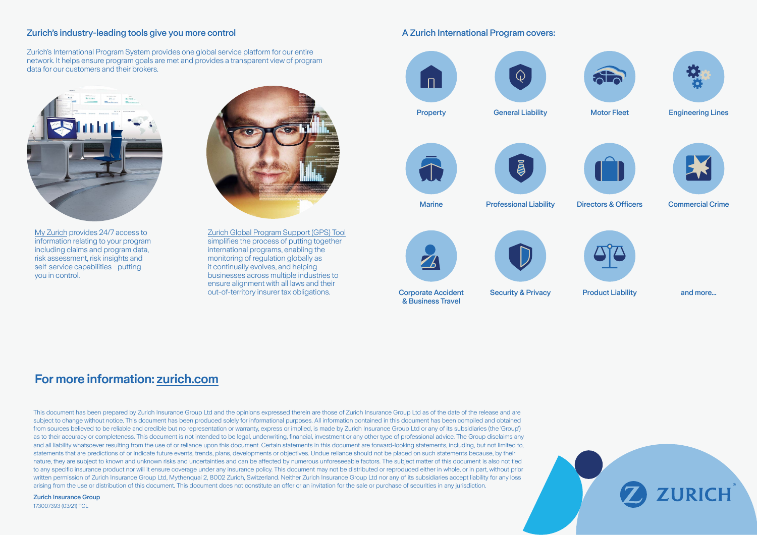## Zurich's industry-leading tools give you more control

Zurich's International Program System provides one global service platform for our entire network. It helps ensure program goals are met and provides a transparent view of program data for our customers and their brokers.

My Zurich provides 24/7 access to information relating to your program including claims and program data, risk assessment, risk insights and self-service capabilities - putting you in control.

Zurich Global Program Support (GPS) Tool simplifies the process of putting together international programs, enabling the monitoring of regulation globally as it continually evolves, and helping businesses across multiple industries to ensure alignment with all laws and their out-of-territory insurer tax obligations.

## A Zurich International Program covers:

- Property
- General Liability
- Motor Fleet
- Engineering Lines
- Marine
- Professional Liability
- Directors & Officers
- Commercial Crime
- Corporate Accident & Business Travel
- Security & Privacy
- Product Liability
- and more...

## For more information: zurich.com

This document has been prepared by Zurich Insurance Group Ltd and the opinions expressed therein are those of Zurich Insurance Group Ltd as of the date of the release and are subject to change without notice. This document has been produced solely for informational purposes. All information contained in this document has been compiled and obtained from sources believed to be reliable and credible but no representation or warranty, express or implied, is made by Zurich Insurance Group Ltd or any of its subsidiaries (the 'Group') as to their accuracy or completeness. This document is not intended to be legal, underwriting, financial, investment or any other type of professional advice. The Group disclaims any and all liability whatsoever resulting from the use of or reliance upon this document. Certain statements in this document are forward-looking statements, including, but not limited to, statements that are predictions of or indicate future events, trends, plans, developments or objectives. Undue reliance should not be placed on such statements because, by their nature, they are subject to known and unknown risks and uncertainties and can be affected by numerous unforeseeable factors. The subject matter of this document is also not tied to any specific insurance product nor will it ensure coverage under any insurance policy. This document may not be distributed or reproduced either in whole, or in part, without prior written permission of Zurich Insurance Group Ltd, Mythenquai 2, 8002 Zurich, Switzerland. Neither Zurich Insurance Group Ltd nor any of its subsidiaries accept liability for any loss arising from the use or distribution of this document. This document does not constitute an offer or an invitation for the sale or purchase of securities in any jurisdiction.

**Zurich Insurance Group**
173007393 (03/21) TCL

ZURICH